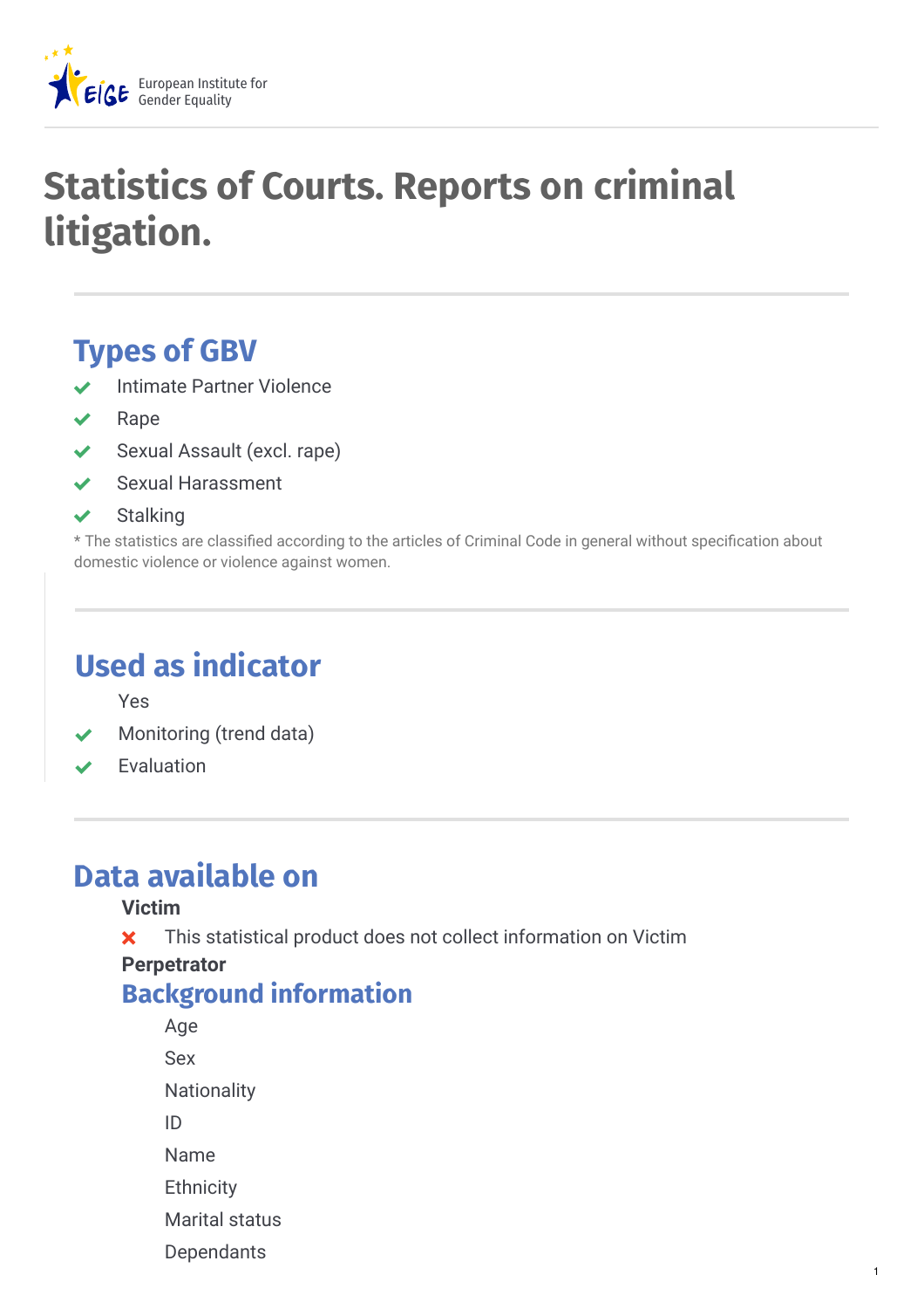# Statistics of Courts. Reports on criminal litigation.

## Types of GBV

- ✔ Intimate Partner Violence
- ✔ Rape
- ✔ Sexual Assault (excl. rape)
- ✔ Sexual Harassment
- ✔ Stalking

* The statistics are classified according to the articles of Criminal Code in general without specification about domestic violence or violence against women.

## Used as indicator

Yes

- ✔ Monitoring (trend data)
- ✔ Evaluation

## Data available on

**Victim**

✘ This statistical product does not collect information on Victim

**Perpetrator**

### Background information

Age

Sex

Nationality

ID

Name

Ethnicity

Marital status

Dependants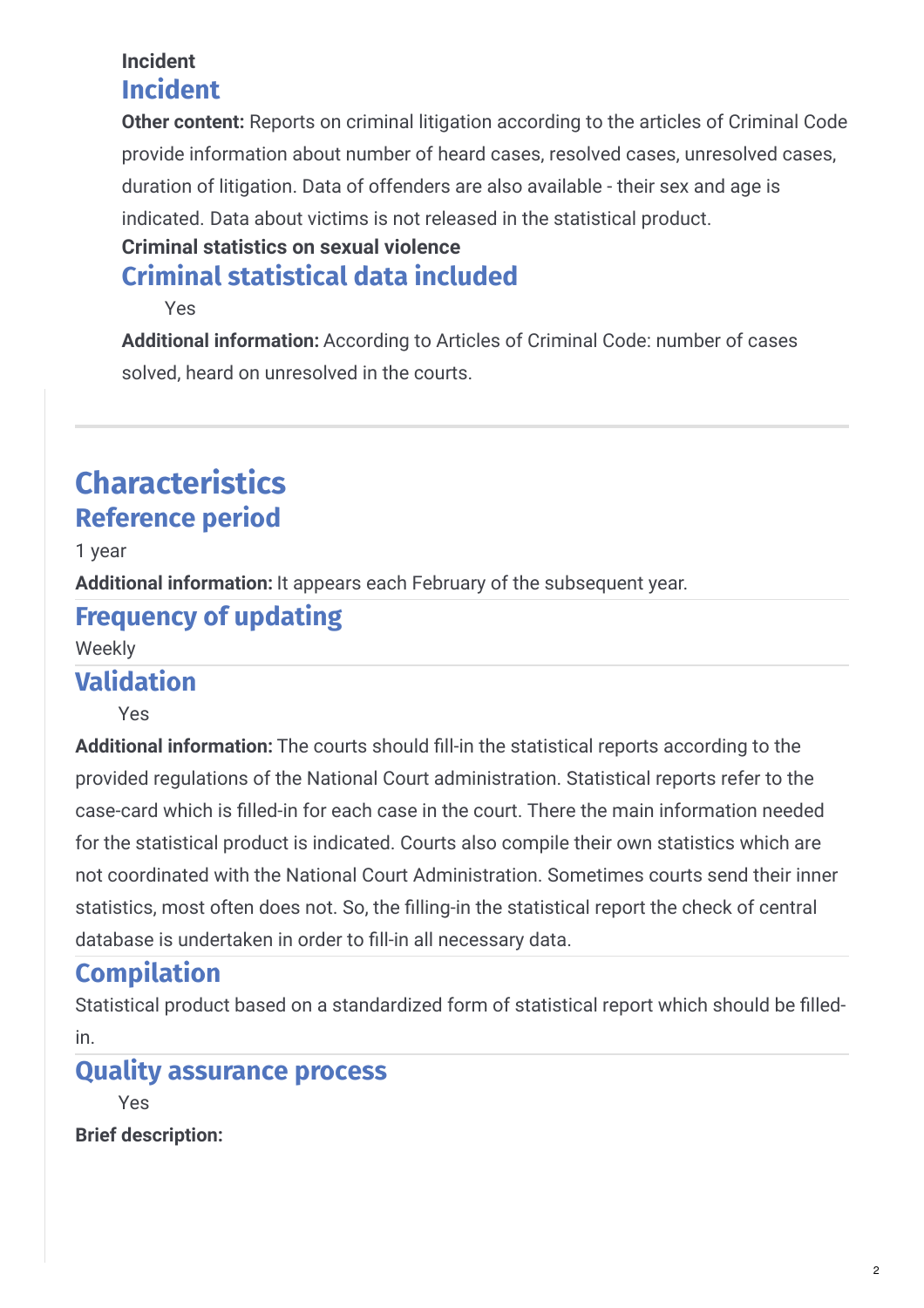**Incident**

### Incident

**Other content:** Reports on criminal litigation according to the articles of Criminal Code provide information about number of heard cases, resolved cases, unresolved cases, duration of litigation. Data of offenders are also available - their sex and age is indicated. Data about victims is not released in the statistical product.

**Criminal statistics on sexual violence**

### Criminal statistical data included

Yes

**Additional information:** According to Articles of Criminal Code: number of cases solved, heard on unresolved in the courts.

---

## Characteristics

### Reference period

1 year

**Additional information:** It appears each February of the subsequent year.

### Frequency of updating

Weekly

### Validation

Yes

**Additional information:** The courts should fill-in the statistical reports according to the provided regulations of the National Court administration. Statistical reports refer to the case-card which is filled-in for each case in the court. There the main information needed for the statistical product is indicated. Courts also compile their own statistics which are not coordinated with the National Court Administration. Sometimes courts send their inner statistics, most often does not. So, the filling-in the statistical report the check of central database is undertaken in order to fill-in all necessary data.

### Compilation

Statistical product based on a standardized form of statistical report which should be filled-in.

### Quality assurance process

Yes

**Brief description:**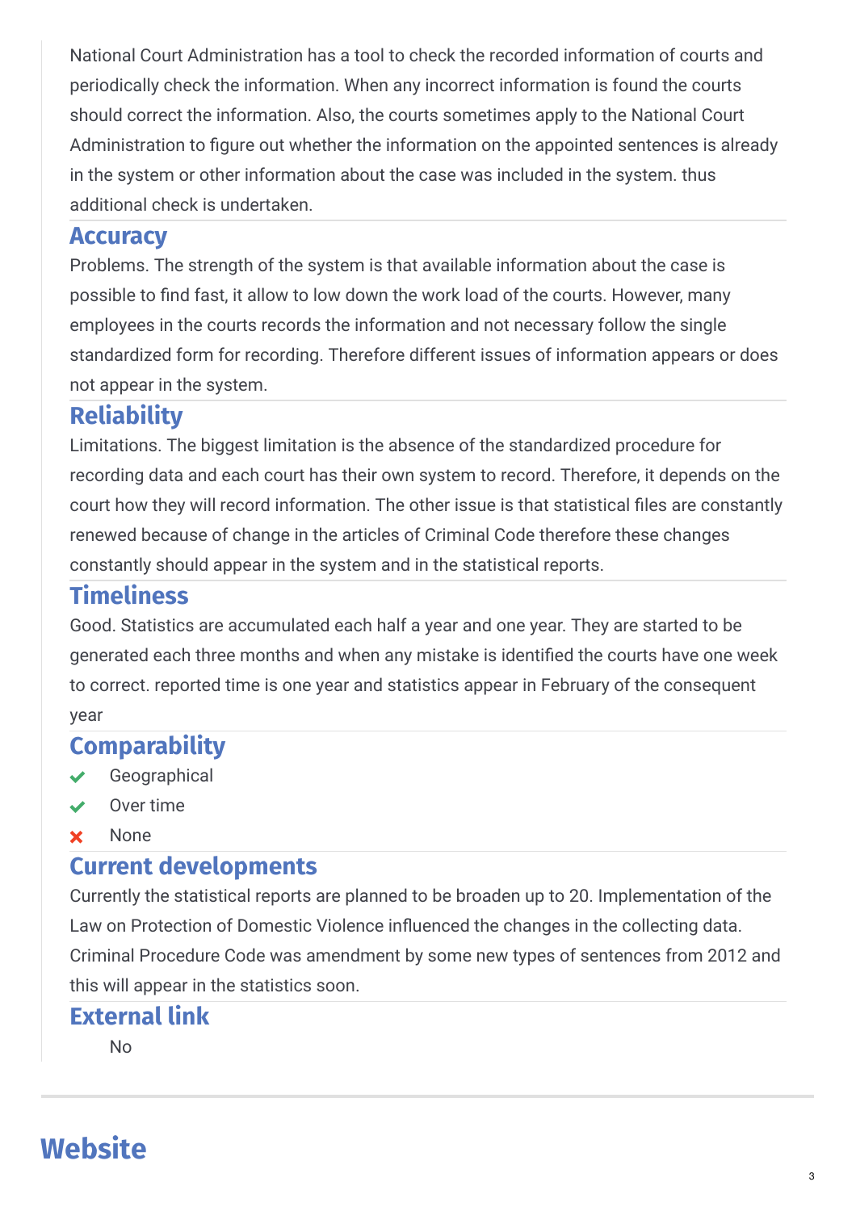National Court Administration has a tool to check the recorded information of courts and periodically check the information. When any incorrect information is found the courts should correct the information. Also, the courts sometimes apply to the National Court Administration to figure out whether the information on the appointed sentences is already in the system or other information about the case was included in the system. thus additional check is undertaken.

## Accuracy

Problems. The strength of the system is that available information about the case is possible to find fast, it allow to low down the work load of the courts. However, many employees in the courts records the information and not necessary follow the single standardized form for recording. Therefore different issues of information appears or does not appear in the system.

## Reliability

Limitations. The biggest limitation is the absence of the standardized procedure for recording data and each court has their own system to record. Therefore, it depends on the court how they will record information. The other issue is that statistical files are constantly renewed because of change in the articles of Criminal Code therefore these changes constantly should appear in the system and in the statistical reports.

## Timeliness

Good. Statistics are accumulated each half a year and one year. They are started to be generated each three months and when any mistake is identified the courts have one week to correct. reported time is one year and statistics appear in February of the consequent year

## Comparability

- ✔ Geographical
- ✔ Over time
- ✘ None

## Current developments

Currently the statistical reports are planned to be broaden up to 20. Implementation of the Law on Protection of Domestic Violence influenced the changes in the collecting data. Criminal Procedure Code was amendment by some new types of sentences from 2012 and this will appear in the statistics soon.

## External link

No

# Website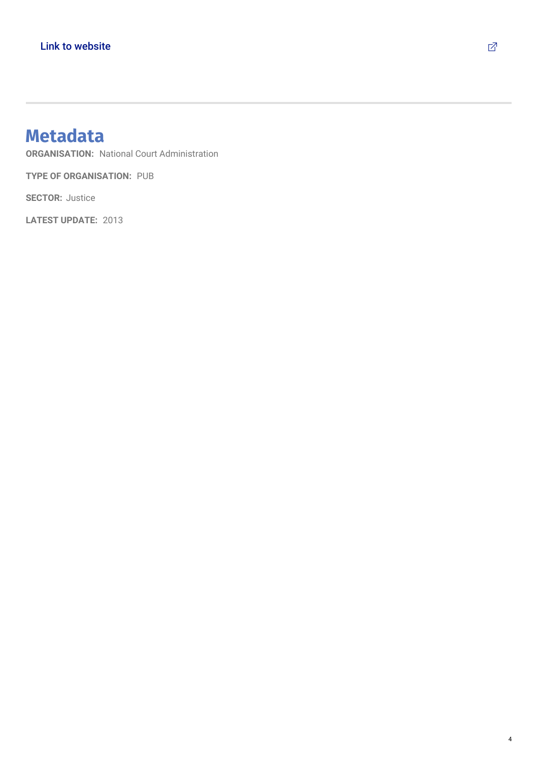Link to website

## Metadata

**ORGANISATION:** National Court Administration

**TYPE OF ORGANISATION:** PUB

**SECTOR:** Justice

**LATEST UPDATE:** 2013